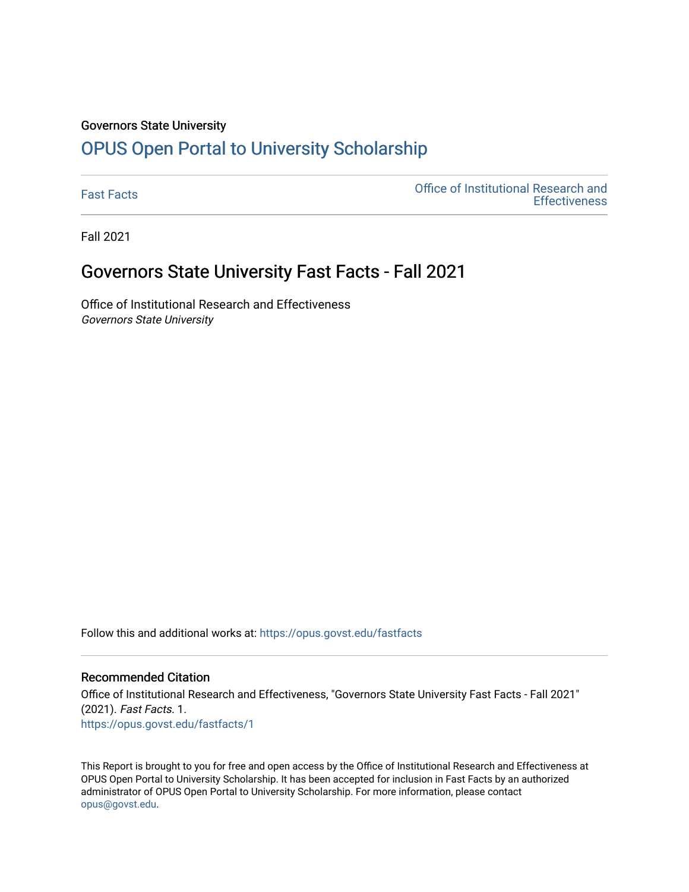Governors State University

## OPUS Open Portal to University Scholarship

Fast Facts | Office of Institutional Research and Effectiveness

Fall 2021

# Governors State University Fast Facts - Fall 2021

Office of Institutional Research and Effectiveness
*Governors State University*

Follow this and additional works at: https://opus.govst.edu/fastfacts

### Recommended Citation

Office of Institutional Research and Effectiveness, "Governors State University Fast Facts - Fall 2021" (2021). *Fast Facts*. 1.
https://opus.govst.edu/fastfacts/1

This Report is brought to you for free and open access by the Office of Institutional Research and Effectiveness at OPUS Open Portal to University Scholarship. It has been accepted for inclusion in Fast Facts by an authorized administrator of OPUS Open Portal to University Scholarship. For more information, please contact opus@govst.edu.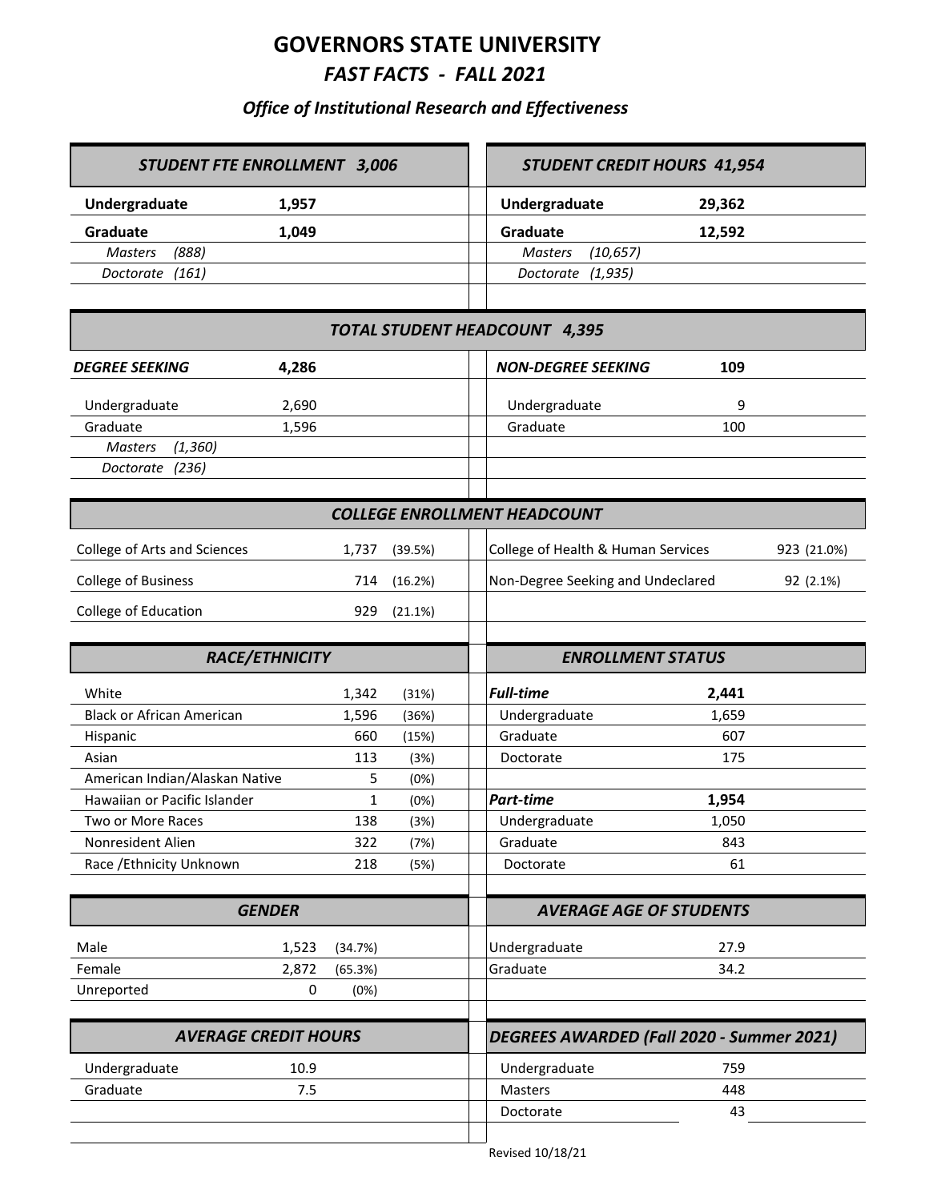# GOVERNORS STATE UNIVERSITY

## *FAST FACTS - FALL 2021*

### *Office of Institutional Research and Effectiveness*

| *STUDENT FTE ENROLLMENT 3,006* | |
|---|---|
| **Undergraduate** | **1,957** |
| **Graduate** | **1,049** |
| *Masters (888)* | |
| *Doctorate (161)* | |

| *STUDENT CREDIT HOURS 41,954* | |
|---|---|
| **Undergraduate** | **29,362** |
| **Graduate** | **12,592** |
| *Masters (10,657)* | |
| *Doctorate (1,935)* | |

## *TOTAL STUDENT HEADCOUNT 4,395*

| ***DEGREE SEEKING*** | **4,286** |
|---|---|
| Undergraduate | 2,690 |
| Graduate | 1,596 |
| *Masters (1,360)* | |
| *Doctorate (236)* | |

| ***NON-DEGREE SEEKING*** | **109** |
|---|---|
| Undergraduate | 9 |
| Graduate | 100 |

## *COLLEGE ENROLLMENT HEADCOUNT*

| | | |
|---|---|---|
| College of Arts and Sciences | 1,737 | (39.5%) |
| College of Business | 714 | (16.2%) |
| College of Education | 929 | (21.1%) |
| College of Health & Human Services | 923 | (21.0%) |
| Non-Degree Seeking and Undeclared | 92 | (2.1%) |

| *RACE/ETHNICITY* | | |
|---|---|---|
| White | 1,342 | (31%) |
| Black or African American | 1,596 | (36%) |
| Hispanic | 660 | (15%) |
| Asian | 113 | (3%) |
| American Indian/Alaskan Native | 5 | (0%) |
| Hawaiian or Pacific Islander | 1 | (0%) |
| Two or More Races | 138 | (3%) |
| Nonresident Alien | 322 | (7%) |
| Race /Ethnicity Unknown | 218 | (5%) |

| *ENROLLMENT STATUS* | |
|---|---|
| ***Full-time*** | **2,441** |
| Undergraduate | 1,659 |
| Graduate | 607 |
| Doctorate | 175 |
| ***Part-time*** | **1,954** |
| Undergraduate | 1,050 |
| Graduate | 843 |
| Doctorate | 61 |

| *GENDER* | | |
|---|---|---|
| Male | 1,523 | (34.7%) |
| Female | 2,872 | (65.3%) |
| Unreported | 0 | (0%) |

| *AVERAGE AGE OF STUDENTS* | |
|---|---|
| Undergraduate | 27.9 |
| Graduate | 34.2 |

| *AVERAGE CREDIT HOURS* | |
|---|---|
| Undergraduate | 10.9 |
| Graduate | 7.5 |

| *DEGREES AWARDED (Fall 2020 - Summer 2021)* | |
|---|---|
| Undergraduate | 759 |
| Masters | 448 |
| Doctorate | 43 |

Revised 10/18/21